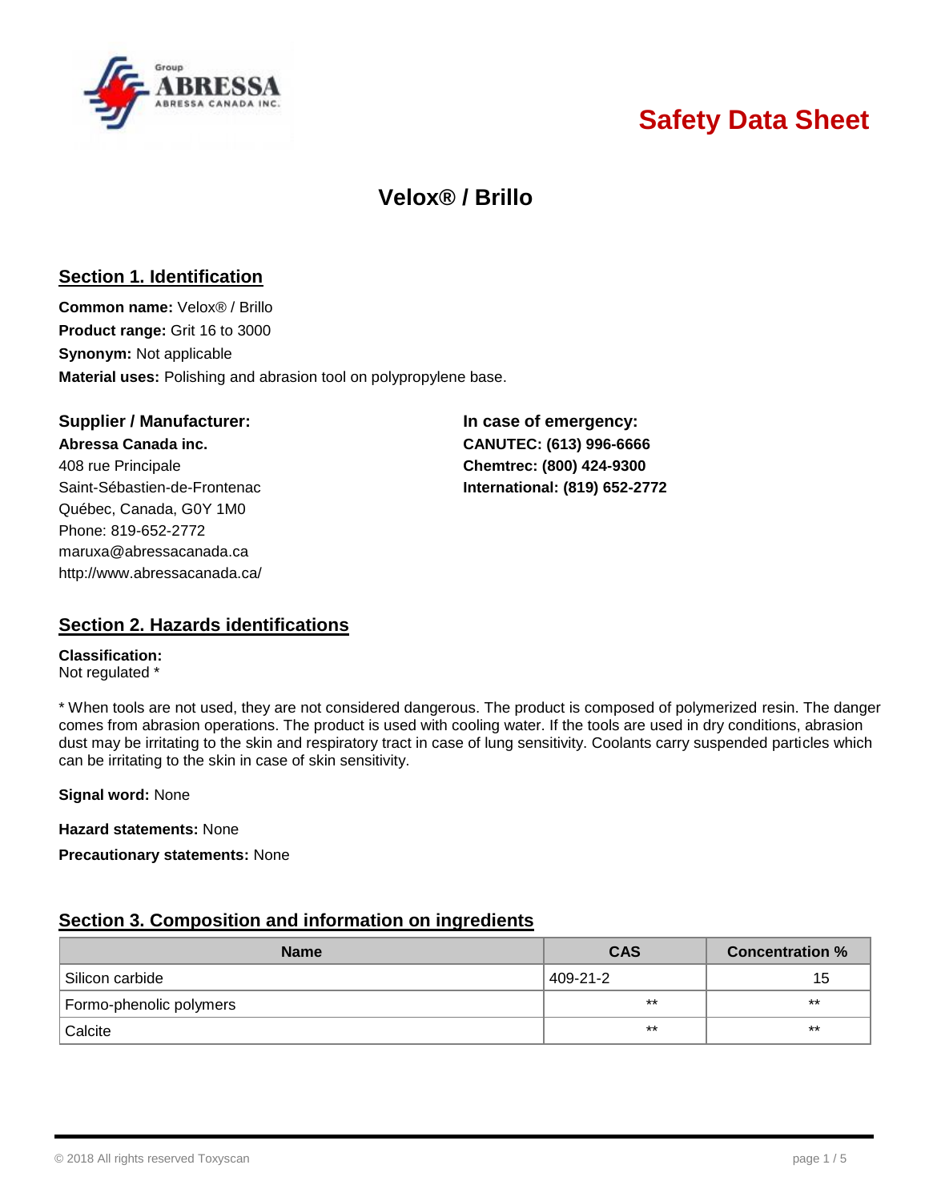# Safety Data Sheet

## Velox® / Brillo

### Section 1. Identification

**Common name:** Velox® / Brillo
**Product range:** Grit 16 to 3000
**Synonym:** Not applicable
**Material uses:** Polishing and abrasion tool on polypropylene base.

**Supplier / Manufacturer:**
**Abressa Canada inc.**
408 rue Principale
Saint-Sébastien-de-Frontenac
Québec, Canada, G0Y 1M0
Phone: 819-652-2772
maruxa@abressacanada.ca
http://www.abressacanada.ca/

**In case of emergency:**
**CANUTEC: (613) 996-6666**
**Chemtrec: (800) 424-9300**
**International: (819) 652-2772**

### Section 2. Hazards identifications

**Classification:**
Not regulated *

* When tools are not used, they are not considered dangerous. The product is composed of polymerized resin. The danger comes from abrasion operations. The product is used with cooling water. If the tools are used in dry conditions, abrasion dust may be irritating to the skin and respiratory tract in case of lung sensitivity. Coolants carry suspended particles which can be irritating to the skin in case of skin sensitivity.

**Signal word:** None

**Hazard statements:** None

**Precautionary statements:** None

### Section 3. Composition and information on ingredients

| Name | CAS | Concentration % |
|---|---|---|
| Silicon carbide | 409-21-2 | 15 |
| Formo-phenolic polymers | ** | ** |
| Calcite | ** | ** |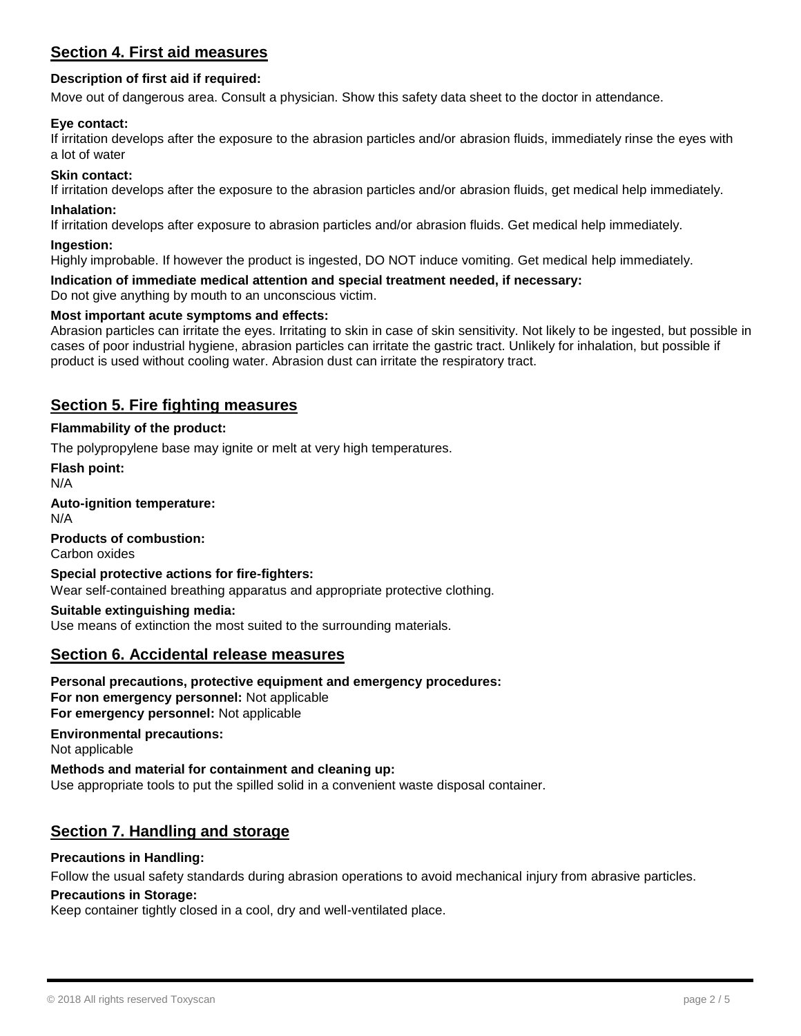## Section 4. First aid measures

**Description of first aid if required:**

Move out of dangerous area. Consult a physician. Show this safety data sheet to the doctor in attendance.

**Eye contact:**

If irritation develops after the exposure to the abrasion particles and/or abrasion fluids, immediately rinse the eyes with a lot of water

**Skin contact:**

If irritation develops after the exposure to the abrasion particles and/or abrasion fluids, get medical help immediately.

**Inhalation:**

If irritation develops after exposure to abrasion particles and/or abrasion fluids. Get medical help immediately.

**Ingestion:**

Highly improbable. If however the product is ingested, DO NOT induce vomiting. Get medical help immediately.

**Indication of immediate medical attention and special treatment needed, if necessary:**

Do not give anything by mouth to an unconscious victim.

**Most important acute symptoms and effects:**

Abrasion particles can irritate the eyes. Irritating to skin in case of skin sensitivity. Not likely to be ingested, but possible in cases of poor industrial hygiene, abrasion particles can irritate the gastric tract. Unlikely for inhalation, but possible if product is used without cooling water. Abrasion dust can irritate the respiratory tract.

## Section 5. Fire fighting measures

**Flammability of the product:**

The polypropylene base may ignite or melt at very high temperatures.

**Flash point:**

N/A

**Auto-ignition temperature:**

N/A

**Products of combustion:**

Carbon oxides

**Special protective actions for fire-fighters:**

Wear self-contained breathing apparatus and appropriate protective clothing.

**Suitable extinguishing media:**

Use means of extinction the most suited to the surrounding materials.

## Section 6. Accidental release measures

**Personal precautions, protective equipment and emergency procedures:**

**For non emergency personnel:** Not applicable

**For emergency personnel:** Not applicable

**Environmental precautions:**

Not applicable

**Methods and material for containment and cleaning up:**

Use appropriate tools to put the spilled solid in a convenient waste disposal container.

## Section 7. Handling and storage

**Precautions in Handling:**

Follow the usual safety standards during abrasion operations to avoid mechanical injury from abrasive particles.

**Precautions in Storage:**

Keep container tightly closed in a cool, dry and well-ventilated place.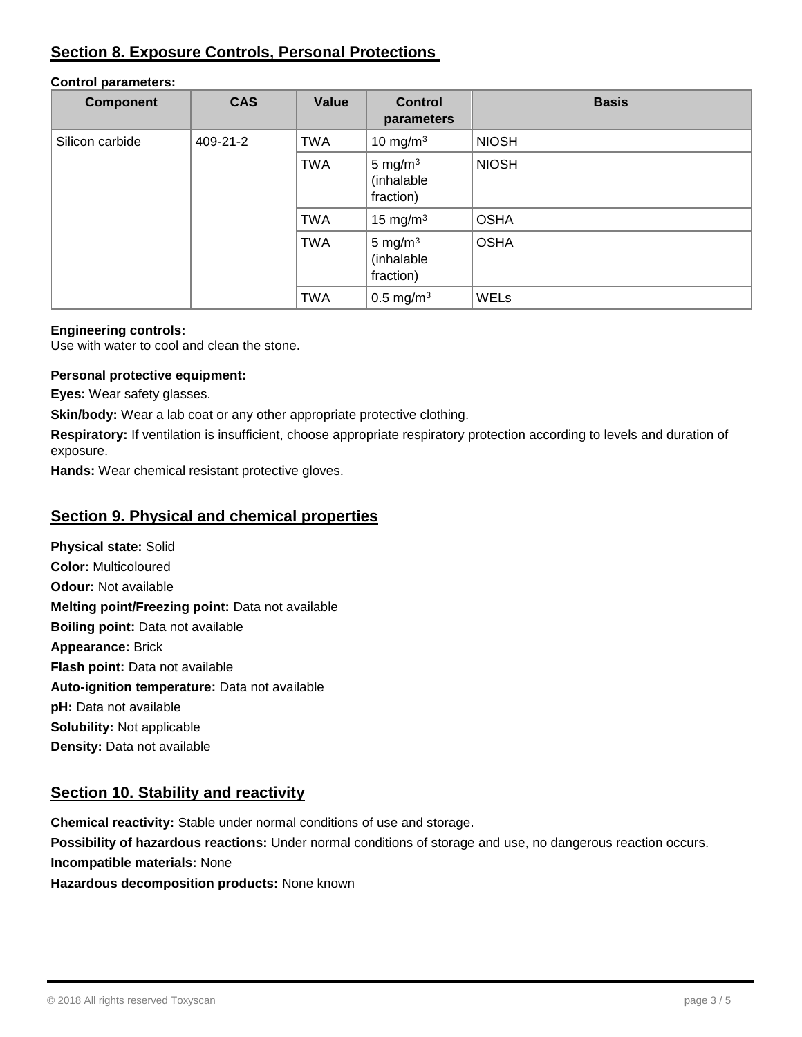## Section 8. Exposure Controls, Personal Protections

**Control parameters:**

| Component | CAS | Value | Control parameters | Basis |
|---|---|---|---|---|
| Silicon carbide | 409-21-2 | TWA | 10 mg/m$^3$ | NIOSH |
| | | TWA | 5 mg/m$^3$ (inhalable fraction) | NIOSH |
| | | TWA | 15 mg/m$^3$ | OSHA |
| | | TWA | 5 mg/m$^3$ (inhalable fraction) | OSHA |
| | | TWA | 0.5 mg/m$^3$ | WELs |

**Engineering controls:**
Use with water to cool and clean the stone.

**Personal protective equipment:**

**Eyes:** Wear safety glasses.

**Skin/body:** Wear a lab coat or any other appropriate protective clothing.

**Respiratory:** If ventilation is insufficient, choose appropriate respiratory protection according to levels and duration of exposure.

**Hands:** Wear chemical resistant protective gloves.

## Section 9. Physical and chemical properties

**Physical state:** Solid
**Color:** Multicoloured
**Odour:** Not available
**Melting point/Freezing point:** Data not available
**Boiling point:** Data not available
**Appearance:** Brick
**Flash point:** Data not available
**Auto-ignition temperature:** Data not available
**pH:** Data not available
**Solubility:** Not applicable
**Density:** Data not available

## Section 10. Stability and reactivity

**Chemical reactivity:** Stable under normal conditions of use and storage.
**Possibility of hazardous reactions:** Under normal conditions of storage and use, no dangerous reaction occurs.
**Incompatible materials:** None
**Hazardous decomposition products:** None known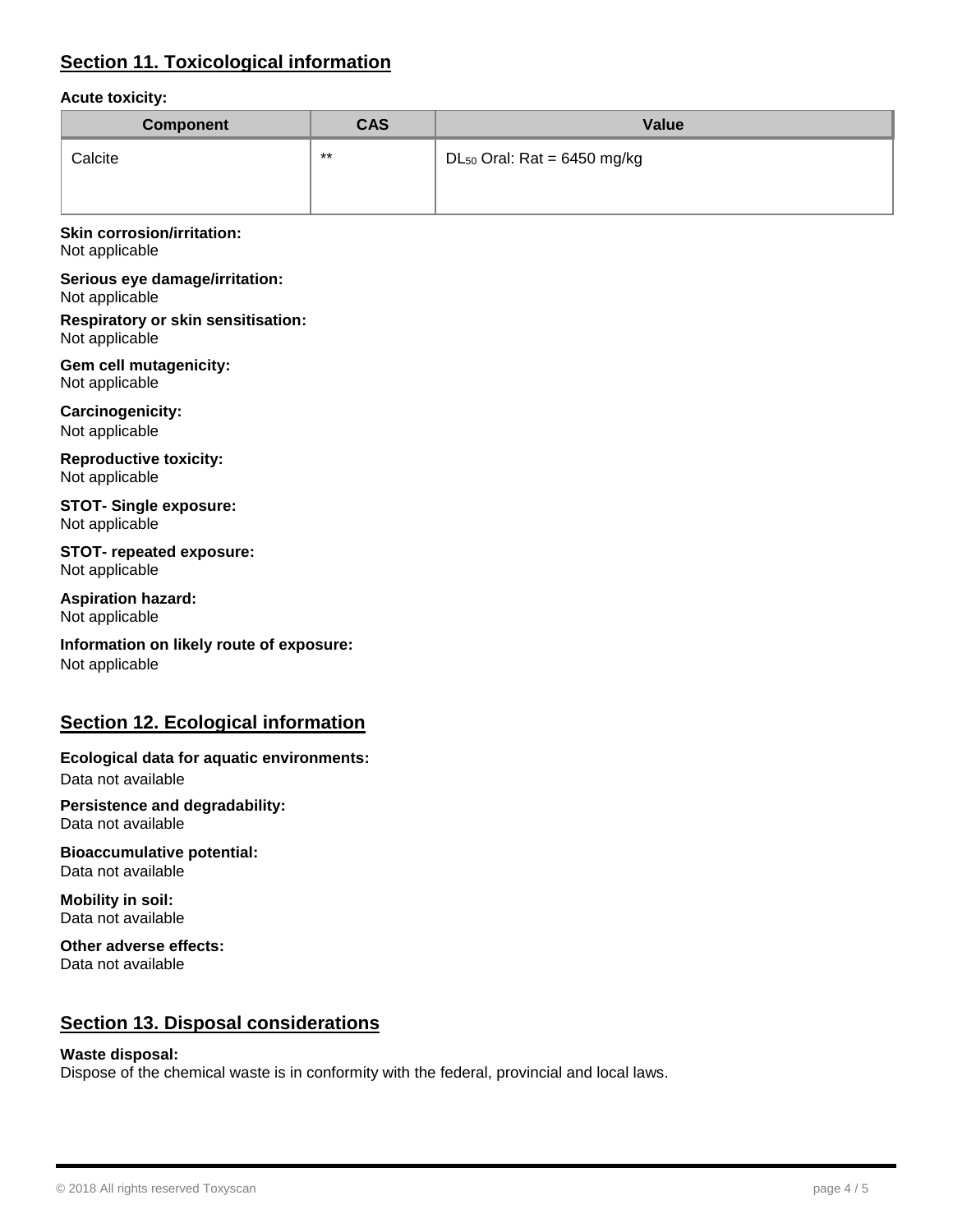## Section 11. Toxicological information

**Acute toxicity:**

| Component | CAS | Value |
|---|---|---|
| Calcite | ** | $DL_{50}$ Oral: Rat = 6450 mg/kg |

**Skin corrosion/irritation:**
Not applicable

**Serious eye damage/irritation:**
Not applicable

**Respiratory or skin sensitisation:**
Not applicable

**Gem cell mutagenicity:**
Not applicable

**Carcinogenicity:**
Not applicable

**Reproductive toxicity:**
Not applicable

**STOT- Single exposure:**
Not applicable

**STOT- repeated exposure:**
Not applicable

**Aspiration hazard:**
Not applicable

**Information on likely route of exposure:**
Not applicable

## Section 12. Ecological information

**Ecological data for aquatic environments:**
Data not available

**Persistence and degradability:**
Data not available

**Bioaccumulative potential:**
Data not available

**Mobility in soil:**
Data not available

**Other adverse effects:**
Data not available

## Section 13. Disposal considerations

**Waste disposal:**
Dispose of the chemical waste is in conformity with the federal, provincial and local laws.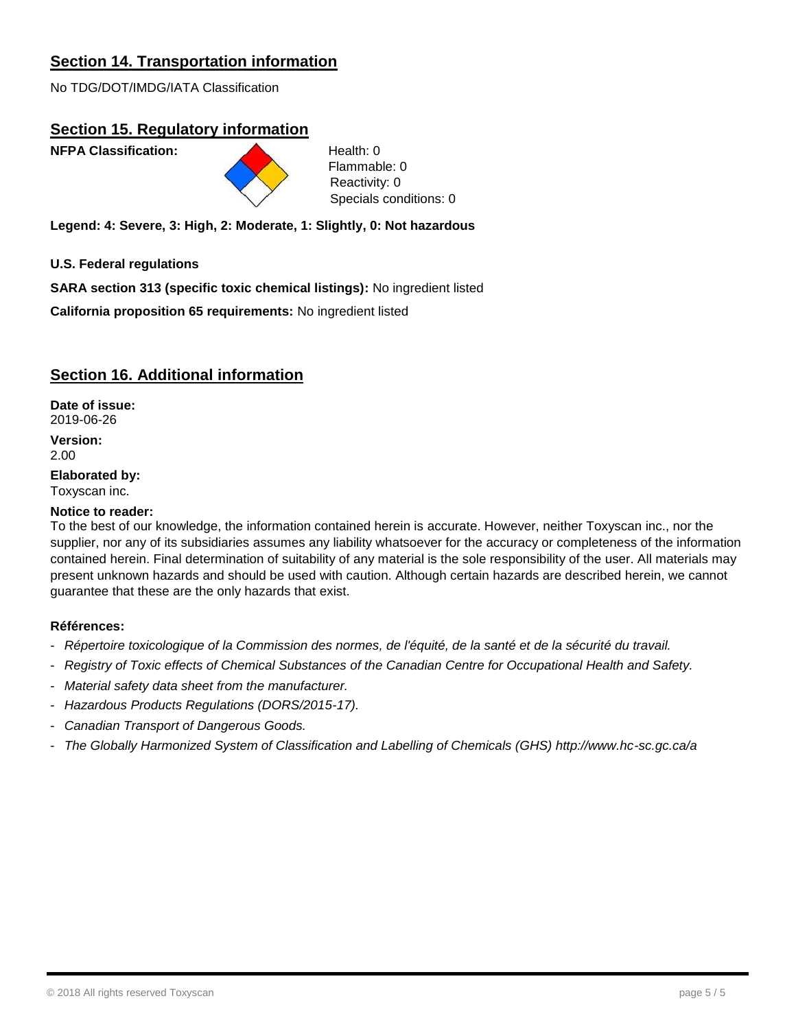## Section 14. Transportation information

No TDG/DOT/IMDG/IATA Classification

## Section 15. Regulatory information

**NFPA Classification:**

Health: 0
Flammable: 0
Reactivity: 0
Specials conditions: 0

**Legend: 4: Severe, 3: High, 2: Moderate, 1: Slightly, 0: Not hazardous**

**U.S. Federal regulations**

**SARA section 313 (specific toxic chemical listings):** No ingredient listed

**California proposition 65 requirements:** No ingredient listed

## Section 16. Additional information

**Date of issue:**
2019-06-26

**Version:**
2.00

**Elaborated by:**
Toxyscan inc.

**Notice to reader:**
To the best of our knowledge, the information contained herein is accurate. However, neither Toxyscan inc., nor the supplier, nor any of its subsidiaries assumes any liability whatsoever for the accuracy or completeness of the information contained herein. Final determination of suitability of any material is the sole responsibility of the user. All materials may present unknown hazards and should be used with caution. Although certain hazards are described herein, we cannot guarantee that these are the only hazards that exist.

**Références:**

- *Répertoire toxicologique of la Commission des normes, de l'équité, de la santé et de la sécurité du travail.*
- *Registry of Toxic effects of Chemical Substances of the Canadian Centre for Occupational Health and Safety.*
- *Material safety data sheet from the manufacturer.*
- *Hazardous Products Regulations (DORS/2015-17).*
- *Canadian Transport of Dangerous Goods.*
- *The Globally Harmonized System of Classification and Labelling of Chemicals (GHS) http://www.hc-sc.gc.ca/a*

© 2018 All rights reserved Toxyscan